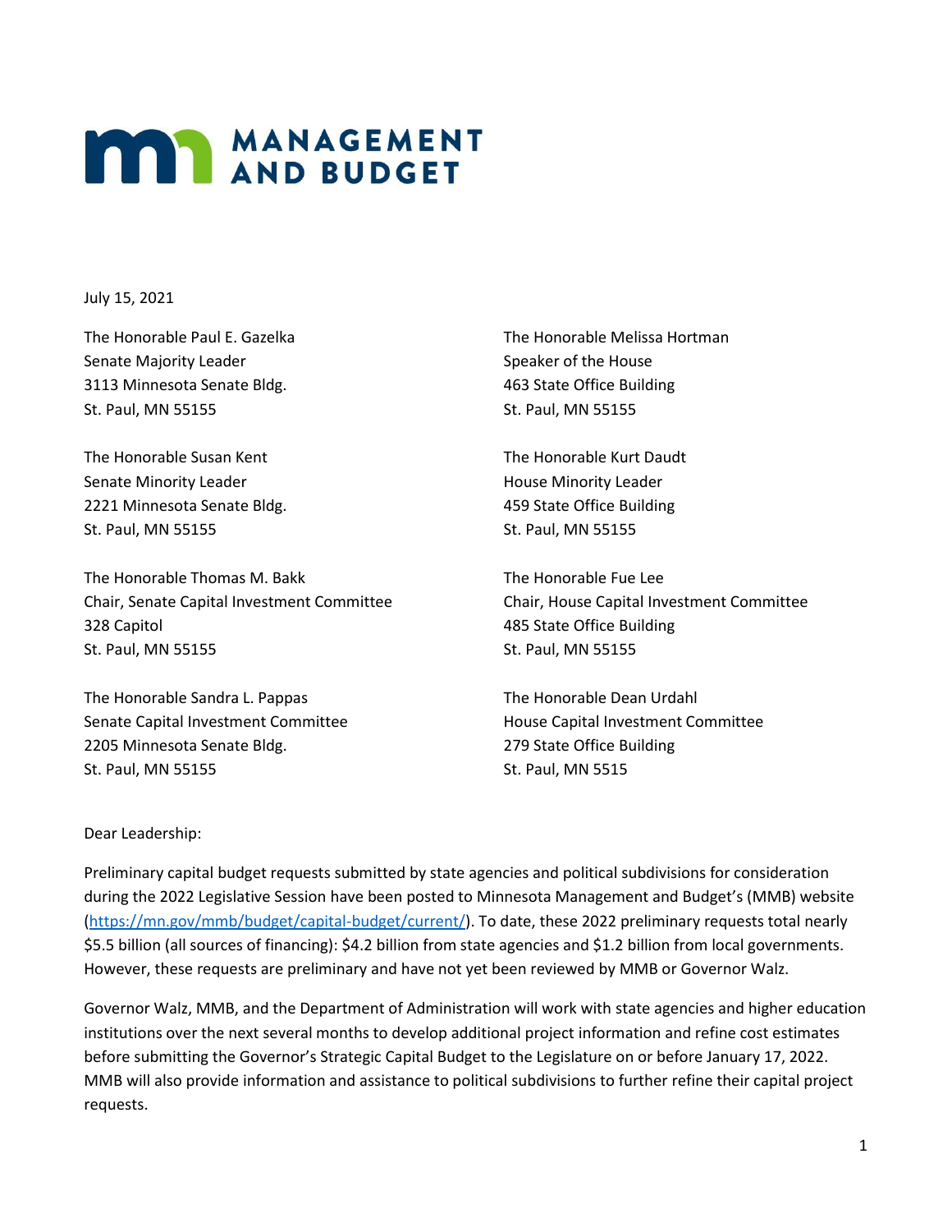# MANAGEMENT AND BUDGET

July 15, 2021

The Honorable Paul E. Gazelka
Senate Majority Leader
3113 Minnesota Senate Bldg.
St. Paul, MN 55155

The Honorable Melissa Hortman
Speaker of the House
463 State Office Building
St. Paul, MN 55155

The Honorable Susan Kent
Senate Minority Leader
2221 Minnesota Senate Bldg.
St. Paul, MN 55155

The Honorable Kurt Daudt
House Minority Leader
459 State Office Building
St. Paul, MN 55155

The Honorable Thomas M. Bakk
Chair, Senate Capital Investment Committee
328 Capitol
St. Paul, MN 55155

The Honorable Fue Lee
Chair, House Capital Investment Committee
485 State Office Building
St. Paul, MN 55155

The Honorable Sandra L. Pappas
Senate Capital Investment Committee
2205 Minnesota Senate Bldg.
St. Paul, MN 55155

The Honorable Dean Urdahl
House Capital Investment Committee
279 State Office Building
St. Paul, MN 5515

Dear Leadership:

Preliminary capital budget requests submitted by state agencies and political subdivisions for consideration during the 2022 Legislative Session have been posted to Minnesota Management and Budget's (MMB) website (https://mn.gov/mmb/budget/capital-budget/current/). To date, these 2022 preliminary requests total nearly $5.5 billion (all sources of financing): $4.2 billion from state agencies and $1.2 billion from local governments. However, these requests are preliminary and have not yet been reviewed by MMB or Governor Walz.

Governor Walz, MMB, and the Department of Administration will work with state agencies and higher education institutions over the next several months to develop additional project information and refine cost estimates before submitting the Governor's Strategic Capital Budget to the Legislature on or before January 17, 2022. MMB will also provide information and assistance to political subdivisions to further refine their capital project requests.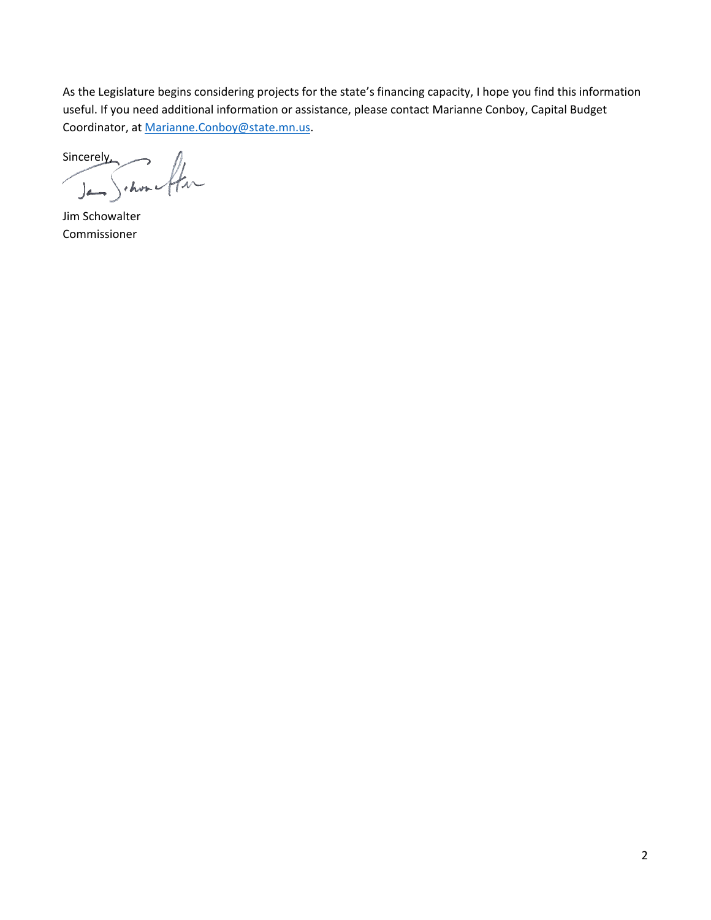As the Legislature begins considering projects for the state's financing capacity, I hope you find this information useful. If you need additional information or assistance, please contact Marianne Conboy, Capital Budget Coordinator, at Marianne.Conboy@state.mn.us.

Sincerely,

Jim Schowalter
Commissioner